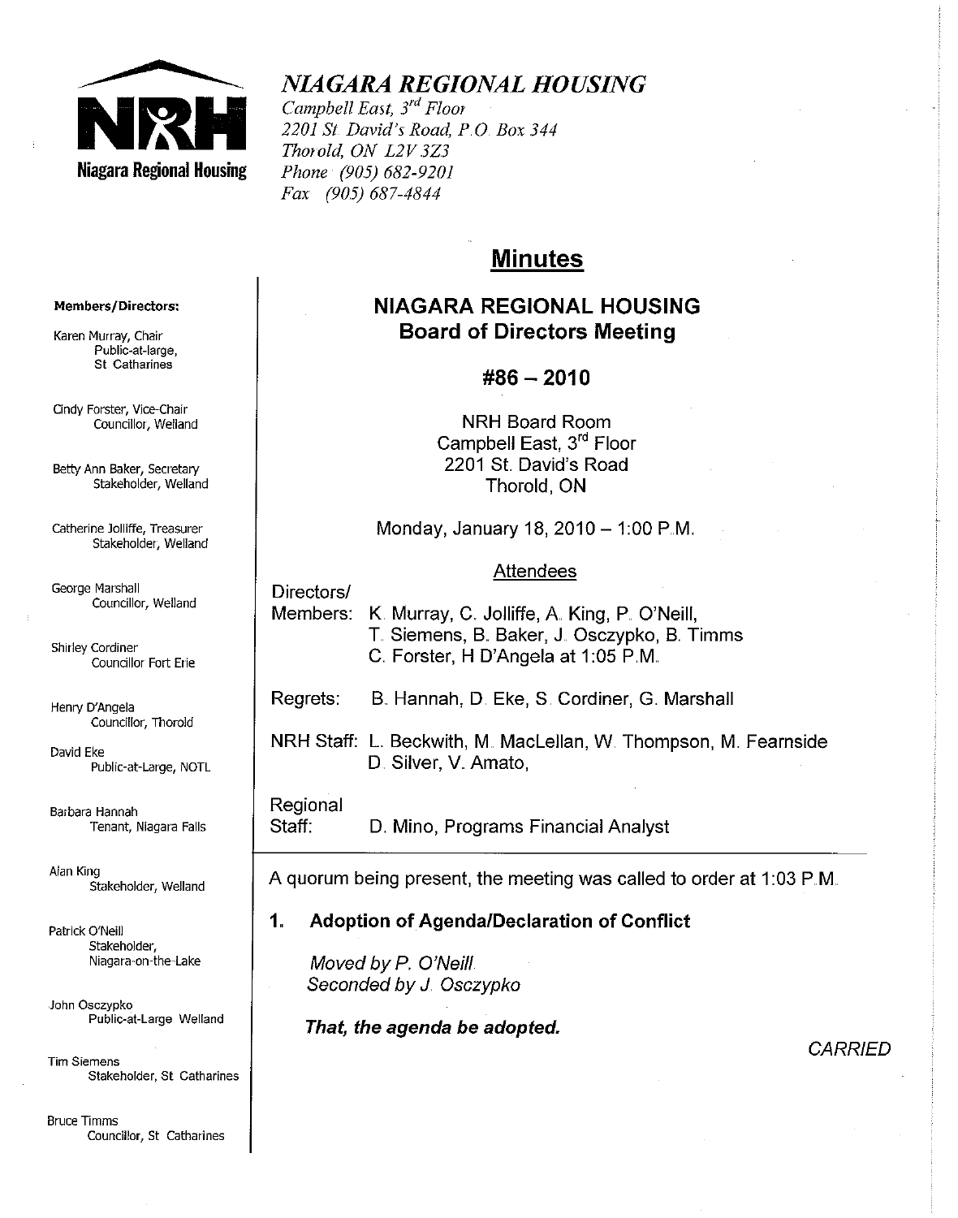**Niagara Regional Housing**

# *NIAGARA REGIONAL HOUSING*

*Campbell East, 3rd Floor*
*2201 St. David's Road, P.O. Box 344*
*Thorold, ON L2V 3Z3*
*Phone (905) 682-9201*
*Fax (905) 687-4844*

**Members/Directors:**

Karen Murray, Chair
Public-at-large, St Catharines

Cindy Forster, Vice-Chair
Councillor, Welland

Betty Ann Baker, Secretary
Stakeholder, Welland

Catherine Jolliffe, Treasurer
Stakeholder, Welland

George Marshall
Councillor, Welland

Shirley Cordiner
Councillor Fort Erie

Henry D'Angela
Councillor, Thorold

David Eke
Public-at-Large, NOTL

Barbara Hannah
Tenant, Niagara Falls

Alan King
Stakeholder, Welland

Patrick O'Neill
Stakeholder, Niagara-on-the-Lake

John Osczypko
Public-at-Large Welland

Tim Siemens
Stakeholder, St Catharines

Bruce Timms
Councillor, St Catharines

## Minutes

## NIAGARA REGIONAL HOUSING
## Board of Directors Meeting

## #86 – 2010

NRH Board Room
Campbell East, 3rd Floor
2201 St. David's Road
Thorold, ON

Monday, January 18, 2010 – 1:00 P.M.

Attendees

Directors/Members: K. Murray, C. Jolliffe, A. King, P. O'Neill, T. Siemens, B. Baker, J. Osczypko, B. Timms, C. Forster, H D'Angela at 1:05 P.M.

Regrets: B. Hannah, D. Eke, S. Cordiner, G. Marshall

NRH Staff: L. Beckwith, M. MacLellan, W. Thompson, M. Fearnside, D. Silver, V. Amato,

Regional Staff: D. Mino, Programs Financial Analyst

A quorum being present, the meeting was called to order at 1:03 P.M.

### 1. Adoption of Agenda/Declaration of Conflict

*Moved by P. O'Neill*
*Seconded by J. Osczypko*

***That, the agenda be adopted.***

*CARRIED*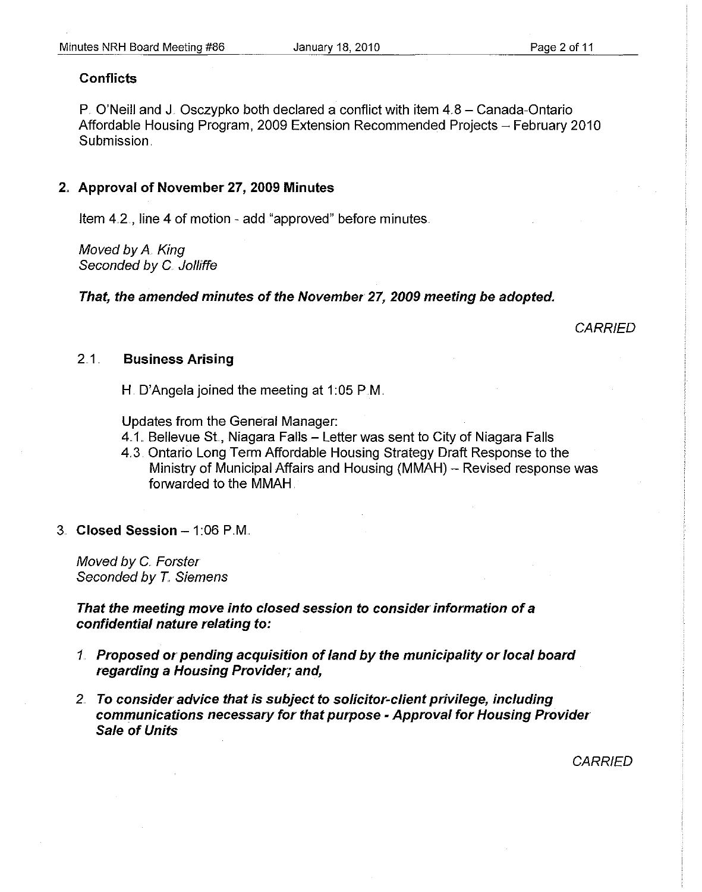**Conflicts**

P. O'Neill and J. Osczypko both declared a conflict with item 4.8 – Canada-Ontario Affordable Housing Program, 2009 Extension Recommended Projects – February 2010 Submission.

## 2. Approval of November 27, 2009 Minutes

Item 4.2., line 4 of motion - add "approved" before minutes.

*Moved by A. King*
*Seconded by C. Jolliffe*

***That, the amended minutes of the November 27, 2009 meeting be adopted.***

*CARRIED*

### 2.1. Business Arising

H. D'Angela joined the meeting at 1:05 P.M.

Updates from the General Manager:

4.1. Bellevue St., Niagara Falls – Letter was sent to City of Niagara Falls

4.3. Ontario Long Term Affordable Housing Strategy Draft Response to the Ministry of Municipal Affairs and Housing (MMAH) – Revised response was forwarded to the MMAH.

## 3. Closed Session – 1:06 P.M.

*Moved by C. Forster*
*Seconded by T. Siemens*

***That the meeting move into closed session to consider information of a confidential nature relating to:***

1. ***Proposed or pending acquisition of land by the municipality or local board regarding a Housing Provider; and,***
2. ***To consider advice that is subject to solicitor-client privilege, including communications necessary for that purpose - Approval for Housing Provider Sale of Units***

*CARRIED*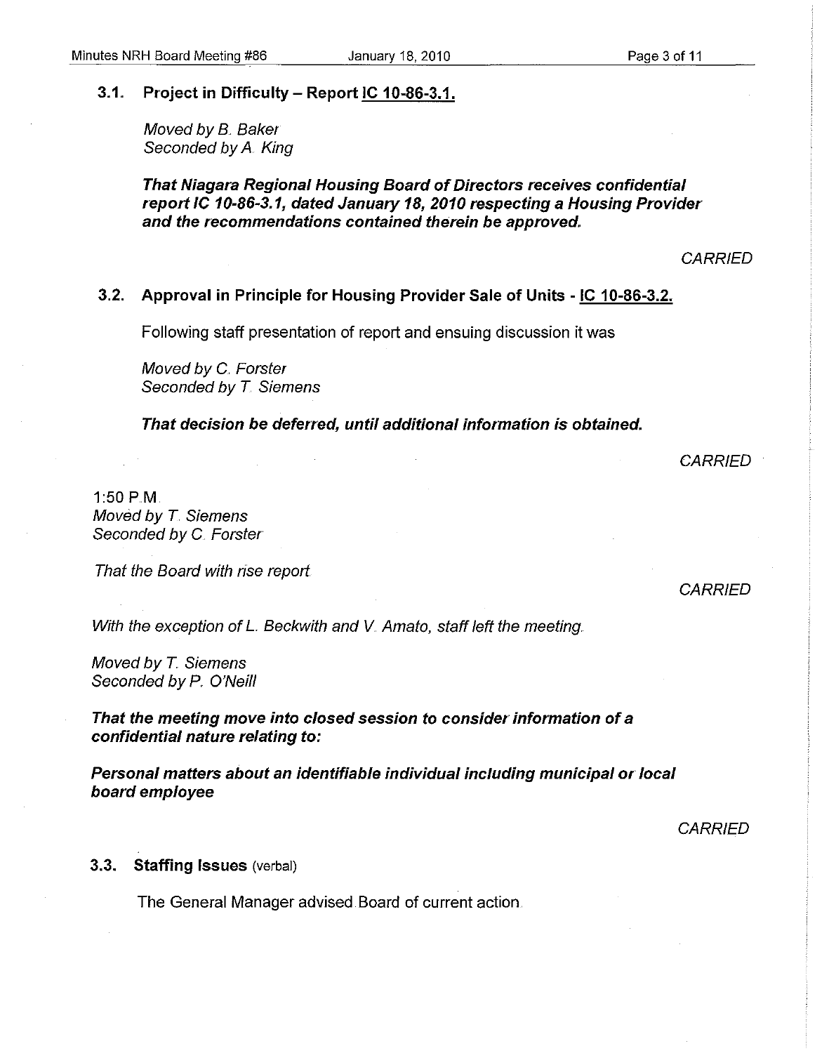### 3.1. Project in Difficulty – Report IC 10-86-3.1.

*Moved by B. Baker*
*Seconded by A. King*

***That Niagara Regional Housing Board of Directors receives confidential report IC 10-86-3.1, dated January 18, 2010 respecting a Housing Provider and the recommendations contained therein be approved.***

*CARRIED*

### 3.2. Approval in Principle for Housing Provider Sale of Units - IC 10-86-3.2.

Following staff presentation of report and ensuing discussion it was

*Moved by C. Forster*
*Seconded by T. Siemens*

***That decision be deferred, until additional information is obtained.***

*CARRIED*

1:50 P.M.
*Moved by T. Siemens*
*Seconded by C. Forster*

*That the Board with rise report.*

*CARRIED*

*With the exception of L. Beckwith and V. Amato, staff left the meeting.*

*Moved by T. Siemens*
*Seconded by P. O'Neill*

***That the meeting move into closed session to consider information of a confidential nature relating to:***

***Personal matters about an identifiable individual including municipal or local board employee***

*CARRIED*

### 3.3. Staffing Issues (verbal)

The General Manager advised Board of current action.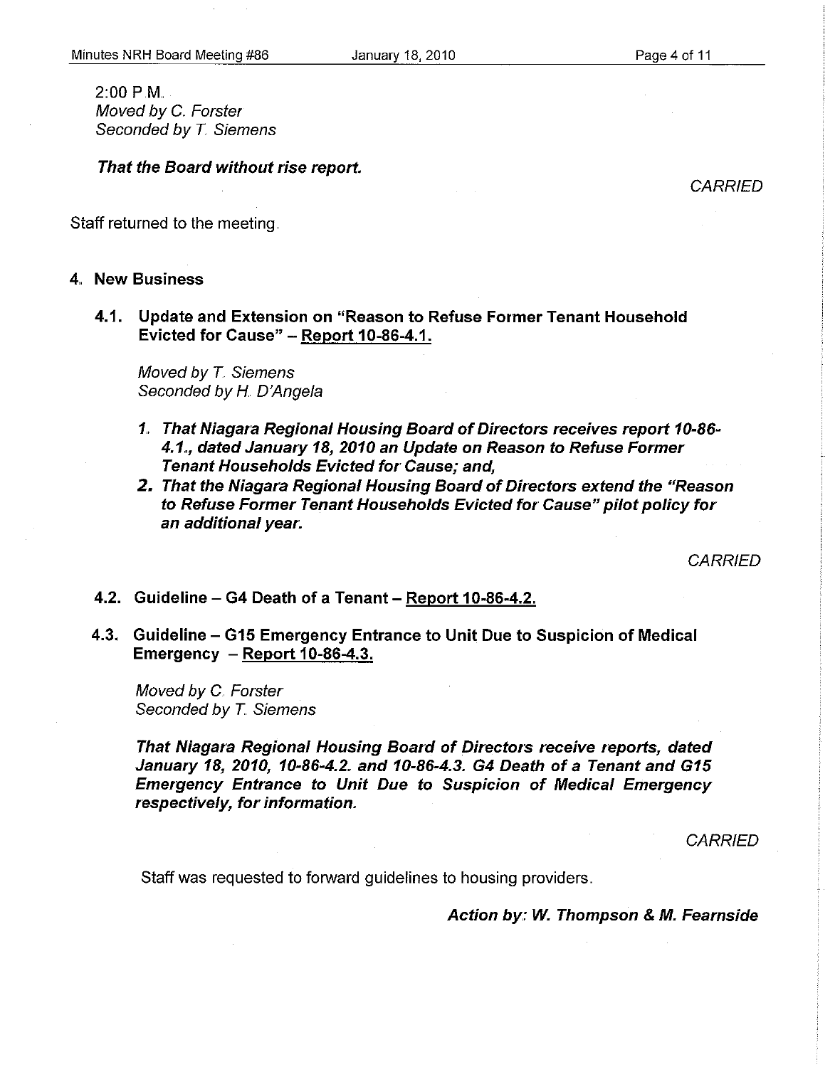2:00 P.M.
*Moved by C. Forster*
*Seconded by T. Siemens*

***That the Board without rise report.***

*CARRIED*

Staff returned to the meeting.

## 4. New Business

### 4.1. Update and Extension on "Reason to Refuse Former Tenant Household Evicted for Cause" – Report 10-86-4.1.

*Moved by T. Siemens*
*Seconded by H. D'Angela*

1. ***That Niagara Regional Housing Board of Directors receives report 10-86-4.1., dated January 18, 2010 an Update on Reason to Refuse Former Tenant Households Evicted for Cause; and,***
2. ***That the Niagara Regional Housing Board of Directors extend the "Reason to Refuse Former Tenant Households Evicted for Cause" pilot policy for an additional year.***

*CARRIED*

### 4.2. Guideline – G4 Death of a Tenant – Report 10-86-4.2.

### 4.3. Guideline – G15 Emergency Entrance to Unit Due to Suspicion of Medical Emergency – Report 10-86-4.3.

*Moved by C. Forster*
*Seconded by T. Siemens*

***That Niagara Regional Housing Board of Directors receive reports, dated January 18, 2010, 10-86-4.2. and 10-86-4.3. G4 Death of a Tenant and G15 Emergency Entrance to Unit Due to Suspicion of Medical Emergency respectively, for information.***

*CARRIED*

Staff was requested to forward guidelines to housing providers.

***Action by: W. Thompson & M. Fearnside***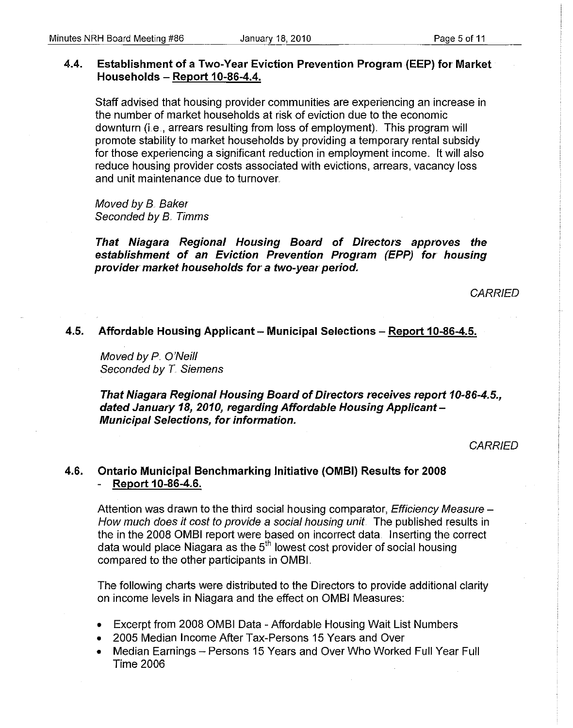### 4.4. Establishment of a Two-Year Eviction Prevention Program (EEP) for Market Households – Report 10-86-4.4.

Staff advised that housing provider communities are experiencing an increase in the number of market households at risk of eviction due to the economic downturn (i.e., arrears resulting from loss of employment). This program will promote stability to market households by providing a temporary rental subsidy for those experiencing a significant reduction in employment income. It will also reduce housing provider costs associated with evictions, arrears, vacancy loss and unit maintenance due to turnover.

*Moved by B. Baker*
*Seconded by B. Timms*

***That Niagara Regional Housing Board of Directors approves the establishment of an Eviction Prevention Program (EPP) for housing provider market households for a two-year period.***

*CARRIED*

### 4.5. Affordable Housing Applicant – Municipal Selections – Report 10-86-4.5.

*Moved by P. O'Neill*
*Seconded by T. Siemens*

***That Niagara Regional Housing Board of Directors receives report 10-86-4.5., dated January 18, 2010, regarding Affordable Housing Applicant – Municipal Selections, for information.***

*CARRIED*

### 4.6. Ontario Municipal Benchmarking Initiative (OMBI) Results for 2008 - Report 10-86-4.6.

Attention was drawn to the third social housing comparator, *Efficiency Measure – How much does it cost to provide a social housing unit*. The published results in the in the 2008 OMBI report were based on incorrect data. Inserting the correct data would place Niagara as the 5th lowest cost provider of social housing compared to the other participants in OMBI.

The following charts were distributed to the Directors to provide additional clarity on income levels in Niagara and the effect on OMBI Measures:

- Excerpt from 2008 OMBI Data - Affordable Housing Wait List Numbers
- 2005 Median Income After Tax-Persons 15 Years and Over
- Median Earnings – Persons 15 Years and Over Who Worked Full Year Full Time 2006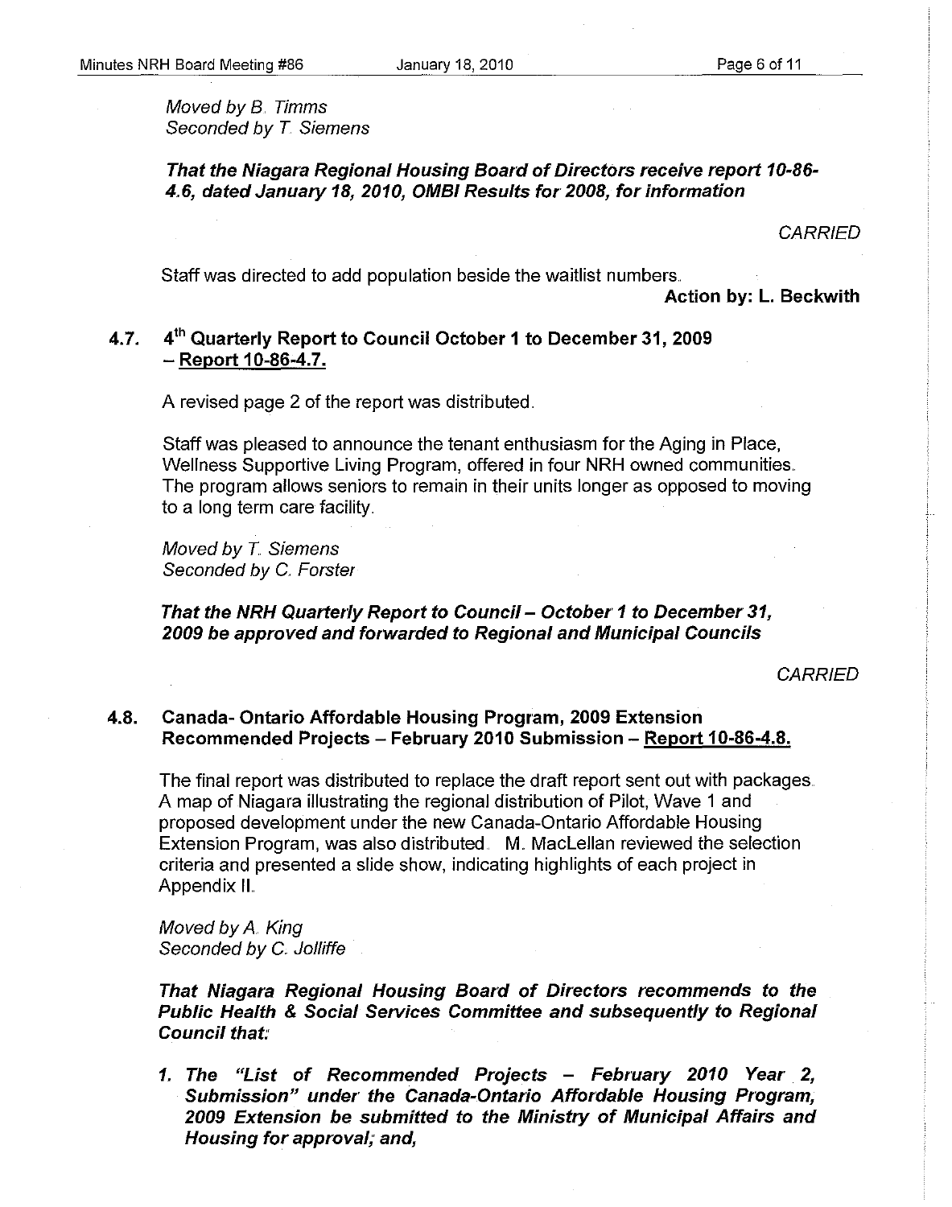*Moved by B. Timms*
*Seconded by T. Siemens*

***That the Niagara Regional Housing Board of Directors receive report 10-86-4.6, dated January 18, 2010, OMBI Results for 2008, for information***

*CARRIED*

Staff was directed to add population beside the waitlist numbers.

**Action by: L. Beckwith**

### 4.7. 4th Quarterly Report to Council October 1 to December 31, 2009 – Report 10-86-4.7.

A revised page 2 of the report was distributed.

Staff was pleased to announce the tenant enthusiasm for the Aging in Place, Wellness Supportive Living Program, offered in four NRH owned communities. The program allows seniors to remain in their units longer as opposed to moving to a long term care facility.

*Moved by T. Siemens*
*Seconded by C. Forster*

***That the NRH Quarterly Report to Council – October 1 to December 31, 2009 be approved and forwarded to Regional and Municipal Councils***

*CARRIED*

### 4.8. Canada- Ontario Affordable Housing Program, 2009 Extension Recommended Projects – February 2010 Submission – Report 10-86-4.8.

The final report was distributed to replace the draft report sent out with packages. A map of Niagara illustrating the regional distribution of Pilot, Wave 1 and proposed development under the new Canada-Ontario Affordable Housing Extension Program, was also distributed. M. MacLellan reviewed the selection criteria and presented a slide show, indicating highlights of each project in Appendix II.

*Moved by A. King*
*Seconded by C. Jolliffe*

***That Niagara Regional Housing Board of Directors recommends to the Public Health & Social Services Committee and subsequently to Regional Council that:***

1. ***The "List of Recommended Projects – February 2010 Year 2, Submission" under the Canada-Ontario Affordable Housing Program, 2009 Extension be submitted to the Ministry of Municipal Affairs and Housing for approval; and,***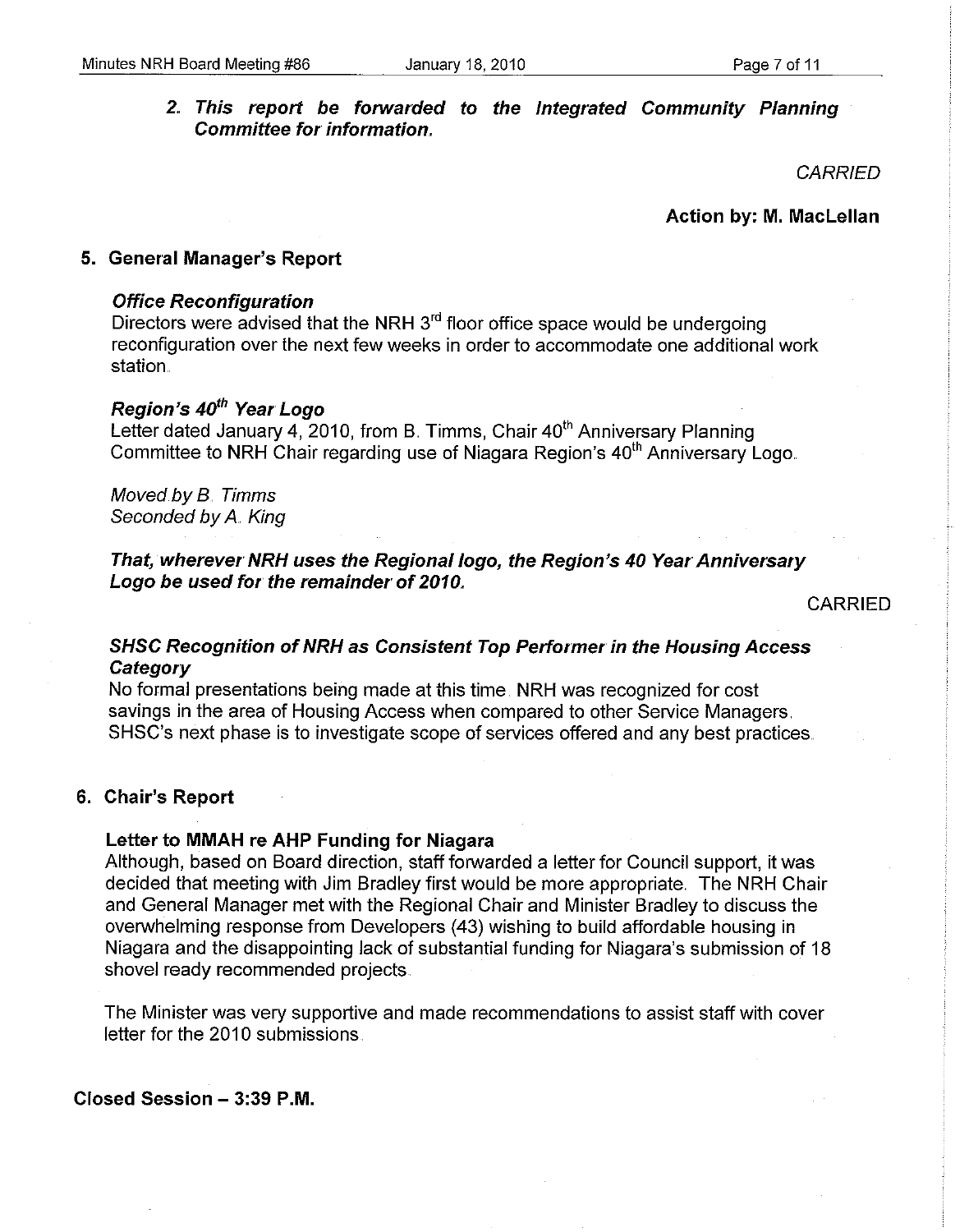2. ***This report be forwarded to the Integrated Community Planning Committee for information.***

*CARRIED*

**Action by: M. MacLellan**

## 5. General Manager's Report

***Office Reconfiguration***

Directors were advised that the NRH 3rd floor office space would be undergoing reconfiguration over the next few weeks in order to accommodate one additional work station.

***Region's 40th Year Logo***

Letter dated January 4, 2010, from B. Timms, Chair 40th Anniversary Planning Committee to NRH Chair regarding use of Niagara Region's 40th Anniversary Logo.

*Moved by B. Timms*
*Seconded by A. King*

***That, wherever NRH uses the Regional logo, the Region's 40 Year Anniversary Logo be used for the remainder of 2010.***

CARRIED

***SHSC Recognition of NRH as Consistent Top Performer in the Housing Access Category***

No formal presentations being made at this time. NRH was recognized for cost savings in the area of Housing Access when compared to other Service Managers. SHSC's next phase is to investigate scope of services offered and any best practices.

## 6. Chair's Report

**Letter to MMAH re AHP Funding for Niagara**

Although, based on Board direction, staff forwarded a letter for Council support, it was decided that meeting with Jim Bradley first would be more appropriate. The NRH Chair and General Manager met with the Regional Chair and Minister Bradley to discuss the overwhelming response from Developers (43) wishing to build affordable housing in Niagara and the disappointing lack of substantial funding for Niagara's submission of 18 shovel ready recommended projects.

The Minister was very supportive and made recommendations to assist staff with cover letter for the 2010 submissions.

**Closed Session – 3:39 P.M.**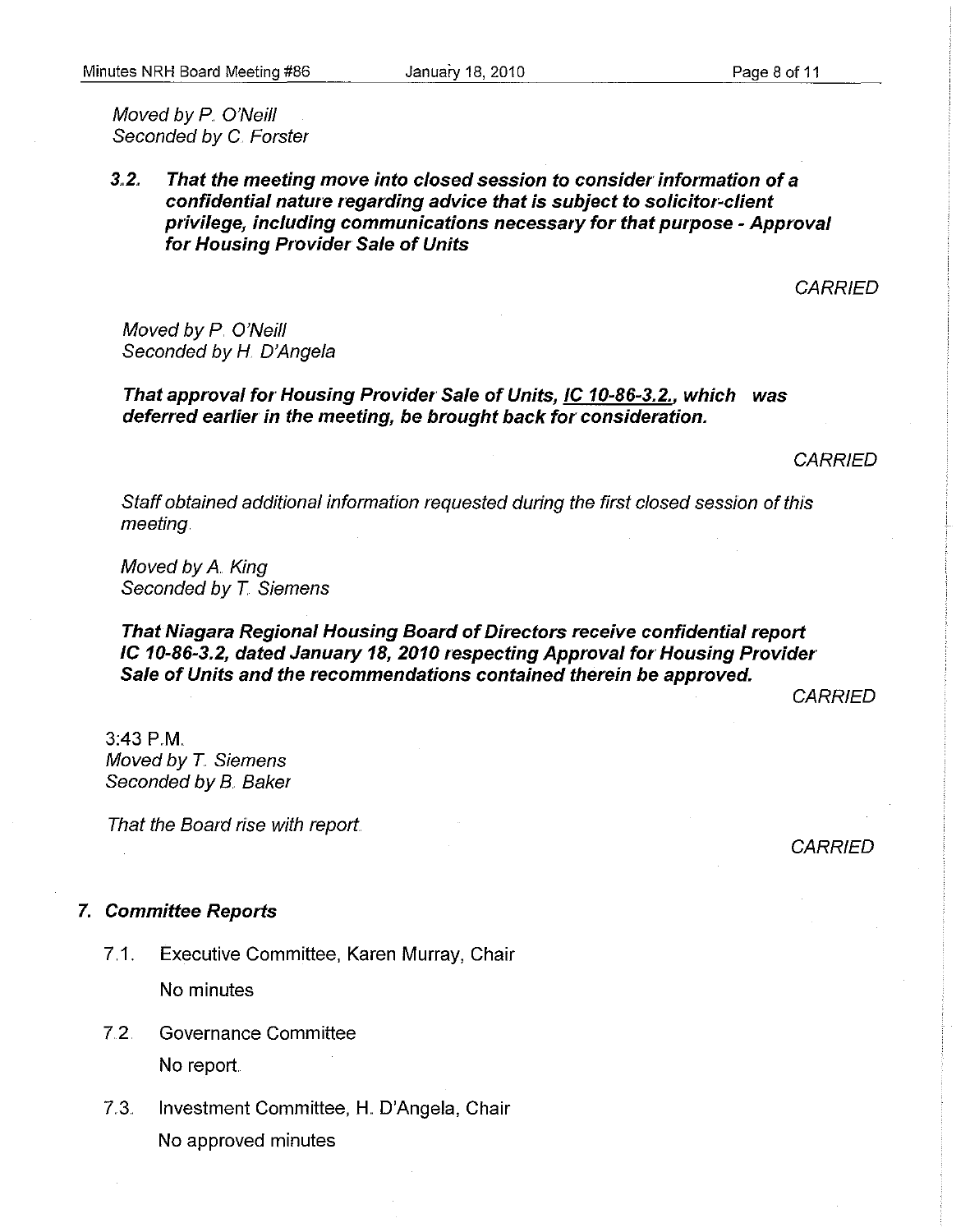*Moved by P. O'Neill*
*Seconded by C. Forster*

***3.2. That the meeting move into closed session to consider information of a confidential nature regarding advice that is subject to solicitor-client privilege, including communications necessary for that purpose - Approval for Housing Provider Sale of Units***

*CARRIED*

*Moved by P. O'Neill*
*Seconded by H. D'Angela*

***That approval for Housing Provider Sale of Units, IC 10-86-3.2., which was deferred earlier in the meeting, be brought back for consideration.***

*CARRIED*

*Staff obtained additional information requested during the first closed session of this meeting.*

*Moved by A. King*
*Seconded by T. Siemens*

***That Niagara Regional Housing Board of Directors receive confidential report IC 10-86-3.2, dated January 18, 2010 respecting Approval for Housing Provider Sale of Units and the recommendations contained therein be approved.***

*CARRIED*

*3:43 P.M.*
*Moved by T. Siemens*
*Seconded by B. Baker*

*That the Board rise with report.*

*CARRIED*

## *7. Committee Reports*

7.1. Executive Committee, Karen Murray, Chair

No minutes

7.2. Governance Committee

No report.

7.3. Investment Committee, H. D'Angela, Chair

No approved minutes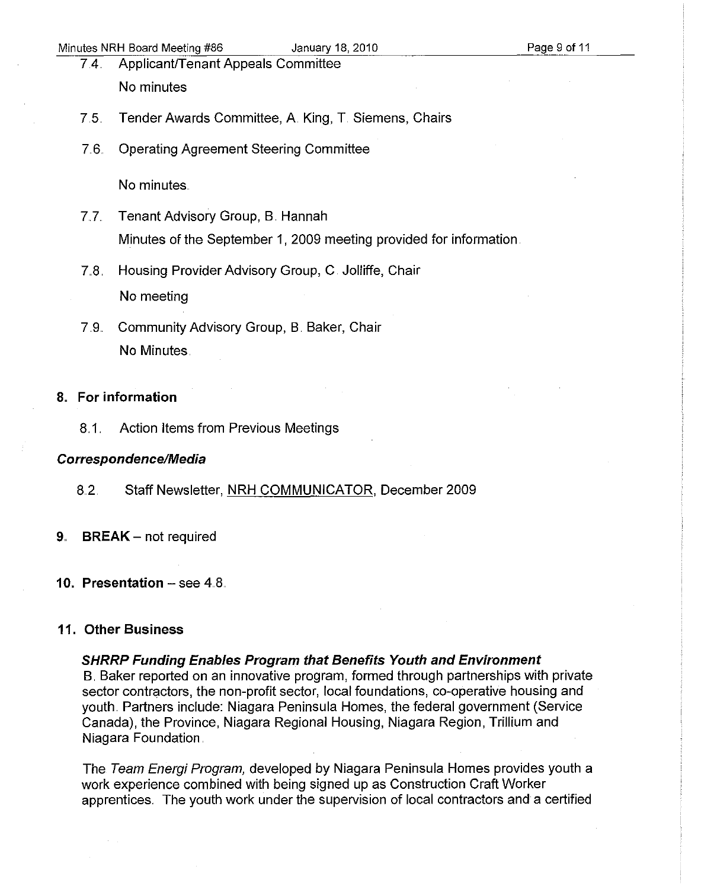7.4. Applicant/Tenant Appeals Committee

No minutes

7.5. Tender Awards Committee, A. King, T. Siemens, Chairs

7.6. Operating Agreement Steering Committee

No minutes.

7.7. Tenant Advisory Group, B. Hannah

Minutes of the September 1, 2009 meeting provided for information.

7.8. Housing Provider Advisory Group, C. Jolliffe, Chair

No meeting

7.9. Community Advisory Group, B. Baker, Chair

No Minutes.

## 8. For information

8.1. Action Items from Previous Meetings

***Correspondence/Media***

8.2. Staff Newsletter, NRH COMMUNICATOR, December 2009

## 9. BREAK – not required

## 10. Presentation – see 4.8.

## 11. Other Business

***SHRRP Funding Enables Program that Benefits Youth and Environment***

B. Baker reported on an innovative program, formed through partnerships with private sector contractors, the non-profit sector, local foundations, co-operative housing and youth. Partners include: Niagara Peninsula Homes, the federal government (Service Canada), the Province, Niagara Regional Housing, Niagara Region, Trillium and Niagara Foundation.

The *Team Energi Program,* developed by Niagara Peninsula Homes provides youth a work experience combined with being signed up as Construction Craft Worker apprentices. The youth work under the supervision of local contractors and a certified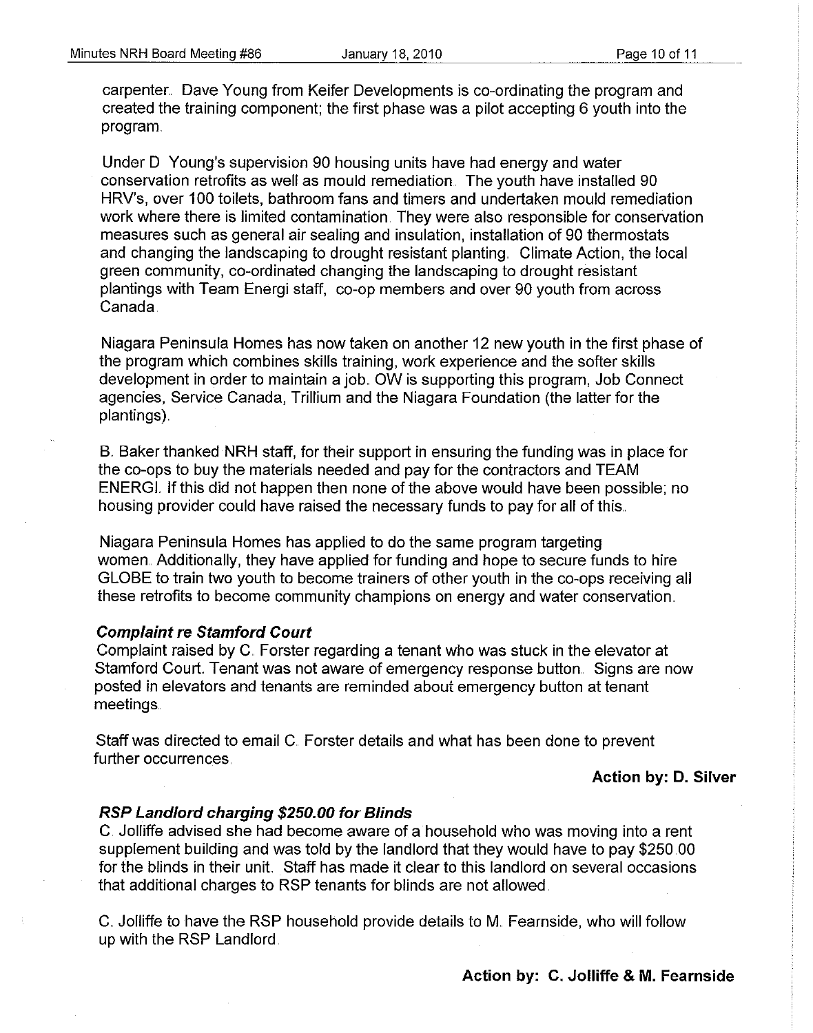carpenter. Dave Young from Keifer Developments is co-ordinating the program and created the training component; the first phase was a pilot accepting 6 youth into the program.

Under D Young's supervision 90 housing units have had energy and water conservation retrofits as well as mould remediation. The youth have installed 90 HRV's, over 100 toilets, bathroom fans and timers and undertaken mould remediation work where there is limited contamination. They were also responsible for conservation measures such as general air sealing and insulation, installation of 90 thermostats and changing the landscaping to drought resistant planting. Climate Action, the local green community, co-ordinated changing the landscaping to drought resistant plantings with Team Energi staff, co-op members and over 90 youth from across Canada.

Niagara Peninsula Homes has now taken on another 12 new youth in the first phase of the program which combines skills training, work experience and the softer skills development in order to maintain a job. OW is supporting this program, Job Connect agencies, Service Canada, Trillium and the Niagara Foundation (the latter for the plantings).

B. Baker thanked NRH staff, for their support in ensuring the funding was in place for the co-ops to buy the materials needed and pay for the contractors and TEAM ENERGI. If this did not happen then none of the above would have been possible; no housing provider could have raised the necessary funds to pay for all of this.

Niagara Peninsula Homes has applied to do the same program targeting women. Additionally, they have applied for funding and hope to secure funds to hire GLOBE to train two youth to become trainers of other youth in the co-ops receiving all these retrofits to become community champions on energy and water conservation.

***Complaint re Stamford Court***

Complaint raised by C. Forster regarding a tenant who was stuck in the elevator at Stamford Court. Tenant was not aware of emergency response button. Signs are now posted in elevators and tenants are reminded about emergency button at tenant meetings.

Staff was directed to email C. Forster details and what has been done to prevent further occurrences.

**Action by: D. Silver**

***RSP Landlord charging $250.00 for Blinds***

C. Jolliffe advised she had become aware of a household who was moving into a rent supplement building and was told by the landlord that they would have to pay $250.00 for the blinds in their unit. Staff has made it clear to this landlord on several occasions that additional charges to RSP tenants for blinds are not allowed.

C. Jolliffe to have the RSP household provide details to M. Fearnside, who will follow up with the RSP Landlord.

**Action by: C. Jolliffe & M. Fearnside**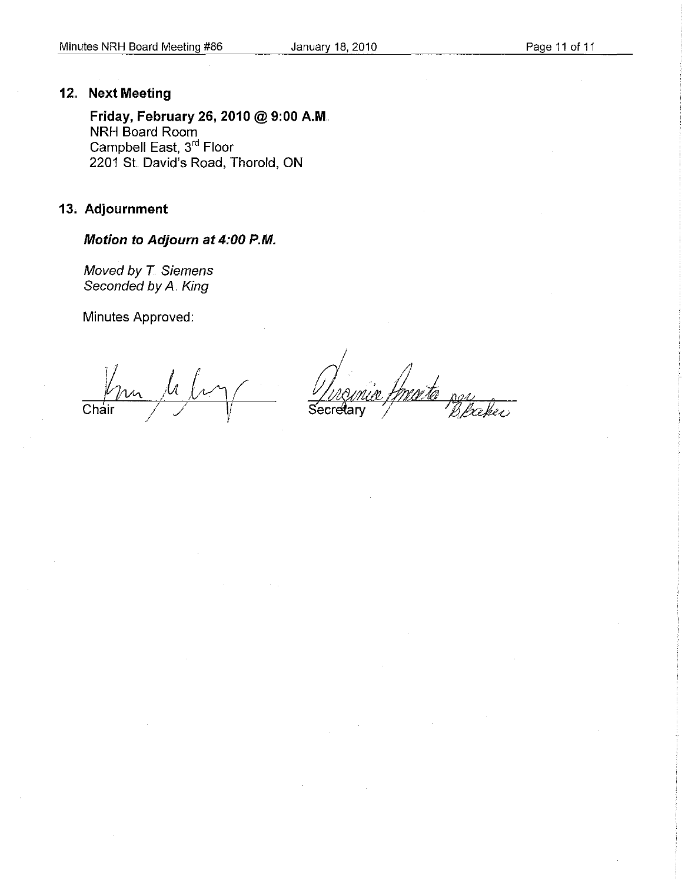## 12. Next Meeting

**Friday, February 26, 2010 @ 9:00 A.M.**
NRH Board Room
Campbell East, 3rd Floor
2201 St. David's Road, Thorold, ON

## 13. Adjournment

***Motion to Adjourn at 4:00 P.M.***

*Moved by T. Siemens*
*Seconded by A. King*

Minutes Approved:

Chair

Secretary